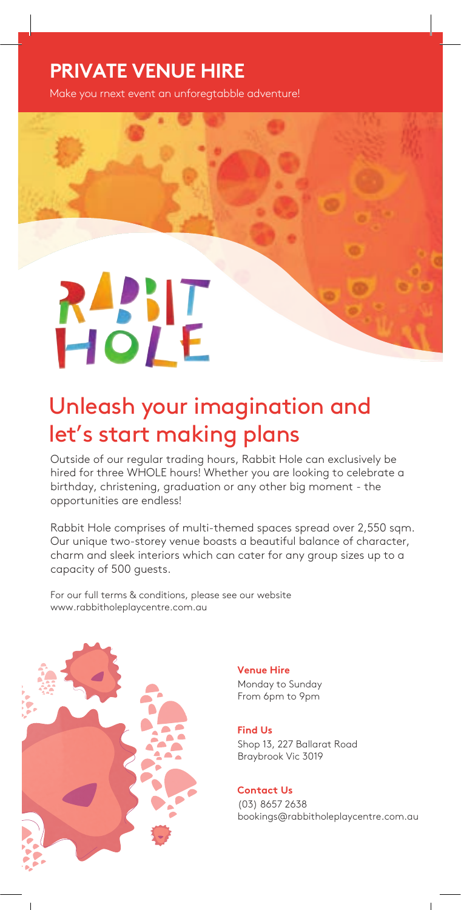# PRIVATE VENUE HIRE

Make you rnext event an unforegtabble adventure!

RABBIT HOLE

## Unleash your imagination and let's start making plans

Outside of our regular trading hours, Rabbit Hole can exclusively be hired for three WHOLE hours! Whether you are looking to celebrate a birthday, christening, graduation or any other big moment - the opportunities are endless!

Rabbit Hole comprises of multi-themed spaces spread over 2,550 sqm. Our unique two-storey venue boasts a beautiful balance of character, charm and sleek interiors which can cater for any group sizes up to a capacity of 500 guests.

For our full terms & conditions, please see our website www.rabbitholeplaycentre.com.au

**Venue Hire**
Monday to Sunday
From 6pm to 9pm

**Find Us**
Shop 13, 227 Ballarat Road
Braybrook Vic 3019

**Contact Us**
(03) 8657 2638
bookings@rabbitholeplaycentre.com.au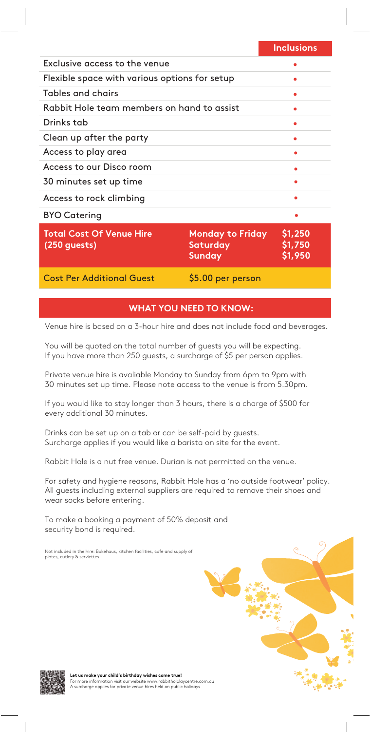| | | Inclusions |
|---|---|---|
| Exclusive access to the venue | | • |
| Flexible space with various options for setup | | • |
| Tables and chairs | | • |
| Rabbit Hole team members on hand to assist | | • |
| Drinks tab | | • |
| Clean up after the party | | • |
| Access to play area | | • |
| Access to our Disco room | | • |
| 30 minutes set up time | | • |
| Access to rock climbing | | • |
| BYO Catering | | • |
| **Total Cost Of Venue Hire (250 guests)** | **Monday to Friday**<br>**Saturday**<br>**Sunday** | **$1,250**<br>**$1,750**<br>**$1,950** |
| Cost Per Additional Guest | $5.00 per person | |

## WHAT YOU NEED TO KNOW:

Venue hire is based on a 3-hour hire and does not include food and beverages.

You will be quoted on the total number of guests you will be expecting. If you have more than 250 guests, a surcharge of $5 per person applies.

Private venue hire is avaliable Monday to Sunday from 6pm to 9pm with 30 minutes set up time. Please note access to the venue is from 5.30pm.

If you would like to stay longer than 3 hours, there is a charge of $500 for every additional 30 minutes.

Drinks can be set up on a tab or can be self-paid by guests. Surcharge applies if you would like a barista on site for the event.

Rabbit Hole is a nut free venue. Durian is not permitted on the venue.

For safety and hygiene reasons, Rabbit Hole has a 'no outside footwear' policy. All guests including external suppliers are required to remove their shoes and wear socks before entering.

To make a booking a payment of 50% deposit and security bond is required.

Not included in the hire: Bakehaus, kitchen facilities, cafe and supply of plates, cutlery & serviettes.

**Let us make your child's birthday wishes come true!**
For more information visit our website www.rabbitholplaycentre.com.au
A surcharge applies for private venue hires held on public holidays